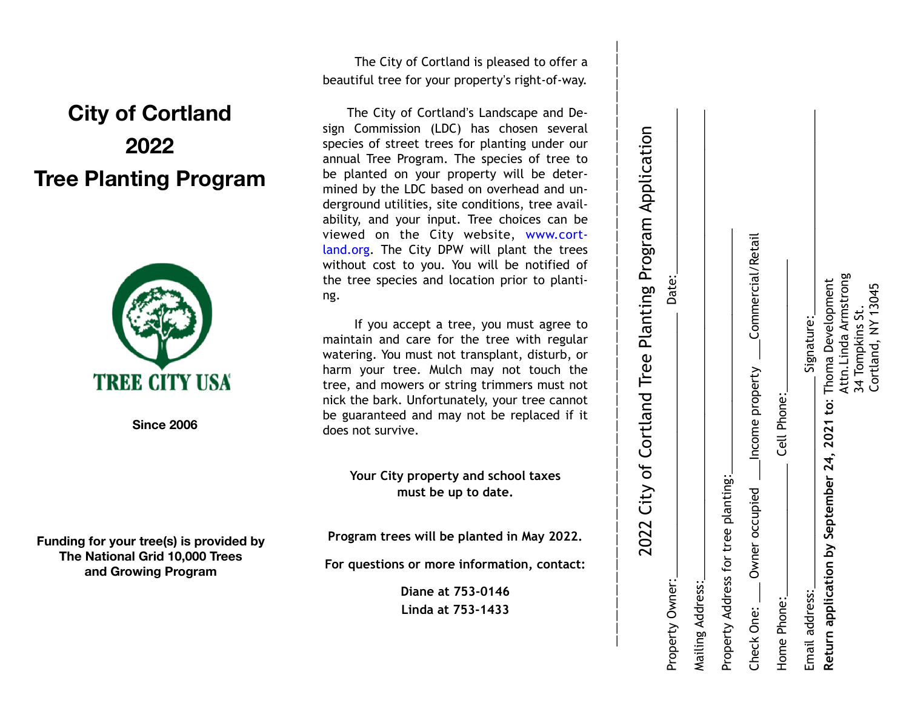# City of Cortland 2022 Tree Planting Program

TREE CITY USA

**Since 2006**

**Funding for your tree(s) is provided by The National Grid 10,000 Trees and Growing Program**

The City of Cortland is pleased to offer a beautiful tree for your property's right-of-way.

The City of Cortland's Landscape and Design Commission (LDC) has chosen several species of street trees for planting under our annual Tree Program. The species of tree to be planted on your property will be determined by the LDC based on overhead and underground utilities, site conditions, tree availability, and your input. Tree choices can be viewed on the City website, www.cortland.org. The City DPW will plant the trees without cost to you. You will be notified of the tree species and location prior to planting.

If you accept a tree, you must agree to maintain and care for the tree with regular watering. You must not transplant, disturb, or harm your tree. Mulch may not touch the tree, and mowers or string trimmers must not nick the bark. Unfortunately, your tree cannot be guaranteed and may not be replaced if it does not survive.

**Your City property and school taxes must be up to date.**

**Program trees will be planted in May 2022.**

**For questions or more information, contact:**

**Diane at 753-0146**
**Linda at 753-1433**

## 2022 City of Cortland Tree Planting Program Application

Property Owner:\_\_\_\_\_\_\_\_\_\_\_\_\_\_\_\_\_\_\_\_ Date:\_\_\_\_\_\_\_\_\_\_

Mailing Address:\_\_\_\_\_\_\_\_\_\_\_\_\_\_\_\_\_\_\_\_\_\_\_\_\_\_\_\_\_\_

Property Address for tree planting:\_\_\_\_\_\_\_\_\_\_\_\_\_\_\_\_\_\_\_\_

Check One: \_\_\_ Owner occupied \_\_\_Income property \_\_\_Commercial/Retail

Home Phone:\_\_\_\_\_\_\_\_\_\_\_\_\_\_ Cell Phone:\_\_\_\_\_\_\_\_\_\_\_\_\_\_

Email address:\_\_\_\_\_\_\_\_\_\_\_\_\_\_\_\_\_\_ Signature:\_\_\_\_\_\_\_\_\_\_\_\_\_\_

**Return application by September 24, 2021 to**: Thoma Development
Attn.Linda Armstrong
34 Tompkins St.
Cortland, NY 13045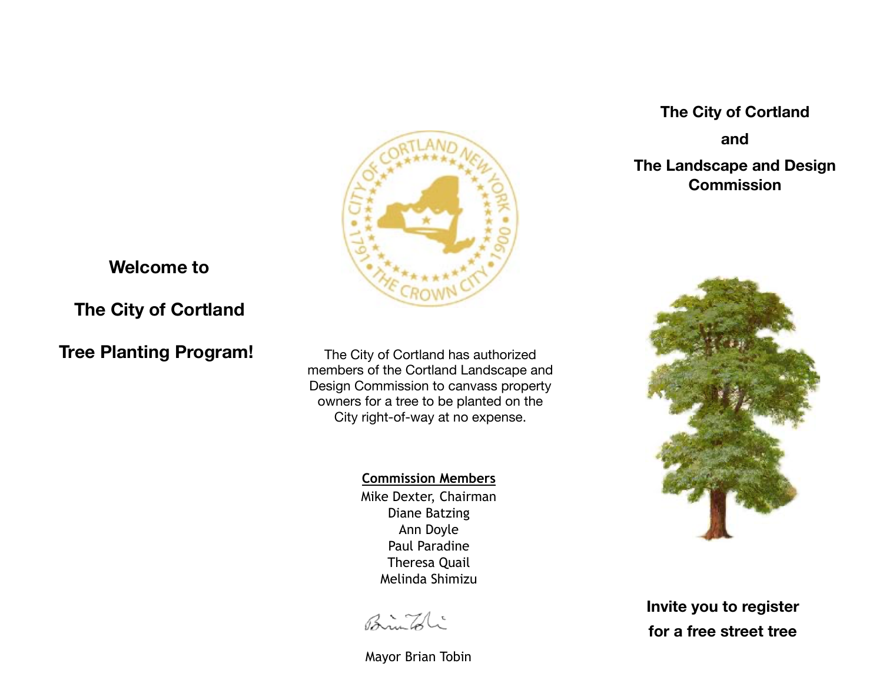**Welcome to**

**The City of Cortland**

**Tree Planting Program!**

The City of Cortland has authorized members of the Cortland Landscape and Design Commission to canvass property owners for a tree to be planted on the City right-of-way at no expense.

**Commission Members**

Mike Dexter, Chairman
Diane Batzing
Ann Doyle
Paul Paradine
Theresa Quail
Melinda Shimizu

Mayor Brian Tobin

**The City of Cortland**

**and**

**The Landscape and Design Commission**

**Invite you to register for a free street tree**